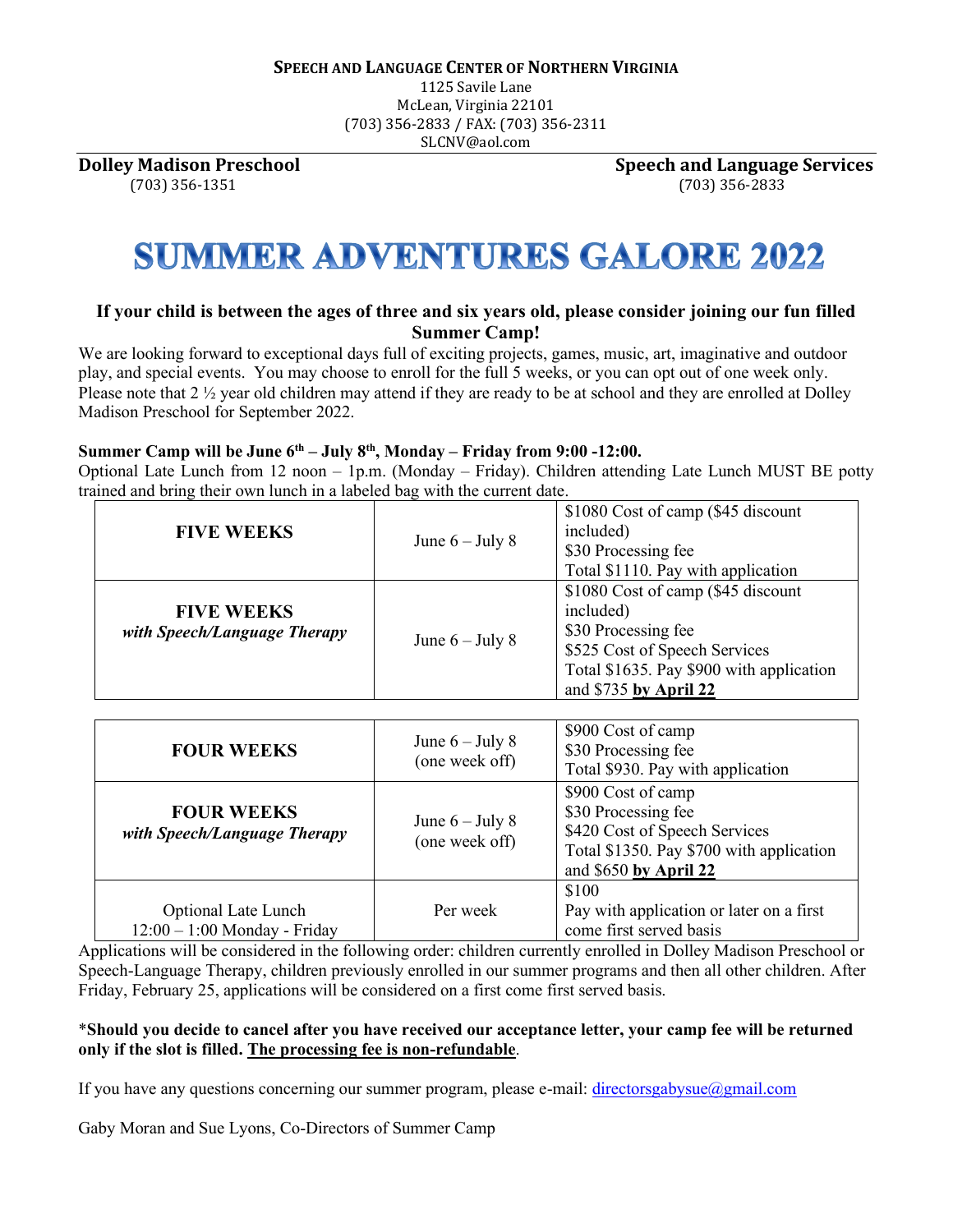**SPEECH AND LANGUAGE CENTER OF NORTHERN VIRGINIA**
1125 Savile Lane
McLean, Virginia 22101
(703) 356-2833 / FAX: (703) 356-2311
SLCNV@aol.com

**Dolley Madison Preschool**
(703) 356-1351

**Speech and Language Services**
(703) 356-2833

# SUMMER ADVENTURES GALORE 2022

**If your child is between the ages of three and six years old, please consider joining our fun filled Summer Camp!**

We are looking forward to exceptional days full of exciting projects, games, music, art, imaginative and outdoor play, and special events. You may choose to enroll for the full 5 weeks, or you can opt out of one week only. Please note that 2 ½ year old children may attend if they are ready to be at school and they are enrolled at Dolley Madison Preschool for September 2022.

**Summer Camp will be June 6th – July 8th, Monday – Friday from 9:00 -12:00.**

Optional Late Lunch from 12 noon – 1p.m. (Monday – Friday). Children attending Late Lunch MUST BE potty trained and bring their own lunch in a labeled bag with the current date.

| | | |
|---|---|---|
| **FIVE WEEKS** | June 6 – July 8 | $1080 Cost of camp ($45 discount included)<br>$30 Processing fee<br>Total $1110. Pay with application |
| **FIVE WEEKS**<br>***with Speech/Language Therapy*** | June 6 – July 8 | $1080 Cost of camp ($45 discount included)<br>$30 Processing fee<br>$525 Cost of Speech Services<br>Total $1635. Pay $900 with application and $735 **by April 22** |

| | | |
|---|---|---|
| **FOUR WEEKS** | June 6 – July 8 (one week off) | $900 Cost of camp<br>$30 Processing fee<br>Total $930. Pay with application |
| **FOUR WEEKS**<br>***with Speech/Language Therapy*** | June 6 – July 8 (one week off) | $900 Cost of camp<br>$30 Processing fee<br>$420 Cost of Speech Services<br>Total $1350. Pay $700 with application and $650 **by April 22** |
| Optional Late Lunch<br>12:00 – 1:00 Monday - Friday | Per week | $100<br>Pay with application or later on a first come first served basis |

Applications will be considered in the following order: children currently enrolled in Dolley Madison Preschool or Speech-Language Therapy, children previously enrolled in our summer programs and then all other children. After Friday, February 25, applications will be considered on a first come first served basis.

\***Should you decide to cancel after you have received our acceptance letter, your camp fee will be returned only if the slot is filled. The processing fee is non-refundable**.

If you have any questions concerning our summer program, please e-mail: directorsgabysue@gmail.com

Gaby Moran and Sue Lyons, Co-Directors of Summer Camp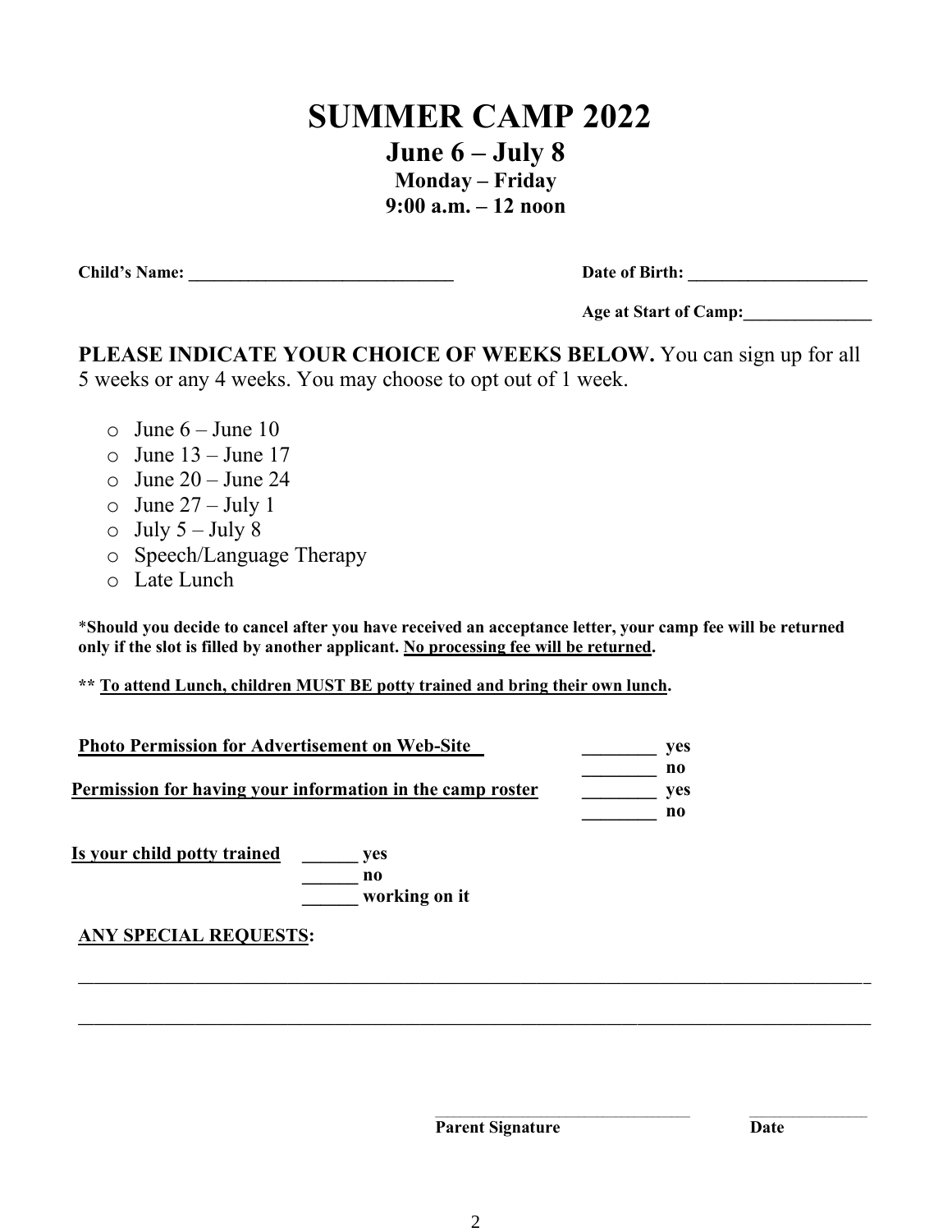# SUMMER CAMP 2022

## June 6 – July 8

### Monday – Friday

### 9:00 a.m. – 12 noon

**Child's Name: _______________________________** **Date of Birth: _____________________**

**Age at Start of Camp:_______________**

**PLEASE INDICATE YOUR CHOICE OF WEEKS BELOW.** You can sign up for all 5 weeks or any 4 weeks. You may choose to opt out of 1 week.

- o June 6 – June 10
- o June 13 – June 17
- o June 20 – June 24
- o June 27 – July 1
- o July 5 – July 8
- o Speech/Language Therapy
- o Late Lunch

**\*Should you decide to cancel after you have received an acceptance letter, your camp fee will be returned only if the slot is filled by another applicant. <u>No processing fee will be returned</u>.**

**\*\* <u>To attend Lunch, children MUST BE potty trained and bring their own lunch</u>.**

**<u>Photo Permission for Advertisement on Web-Site</u>** **________ yes**
**________ no**

**<u>Permission for having your information in the camp roster</u>** **________ yes**
**________ no**

**<u>Is your child potty trained</u>** **______ yes**
**______ no**
**______ working on it**

**<u>ANY SPECIAL REQUESTS</u>:**

_____________________________________________________________________________________

_____________________________________________________________________________________

______________________________ ______________
**Parent Signature** **Date**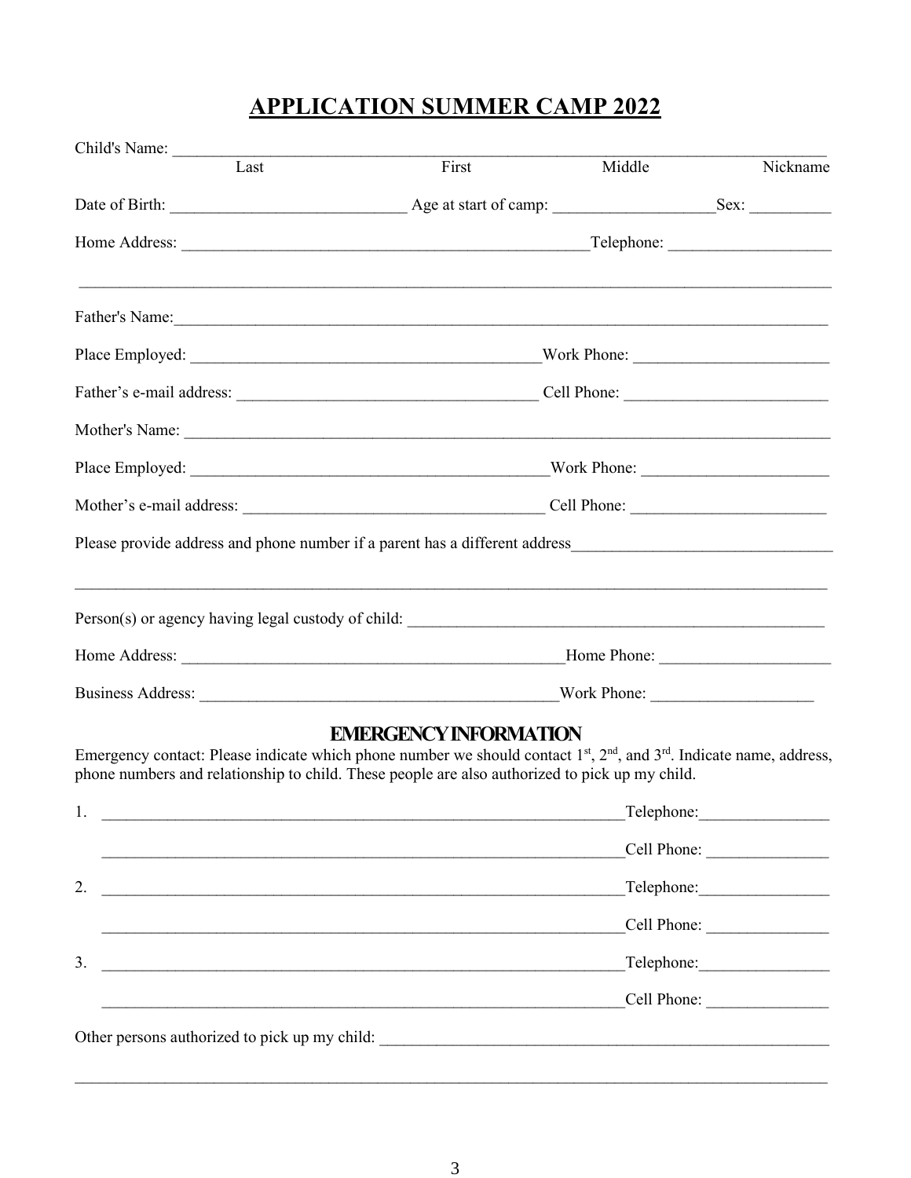# APPLICATION SUMMER CAMP 2022

Child's Name: ______________________________________________________________________________

Last First Middle Nickname

Date of Birth: ____________________________ Age at start of camp: ___________________ Sex: __________

Home Address: __________________________________________________ Telephone: ___________________

_____________________________________________________________________________________________

Father's Name: _______________________________________________________________________________

Place Employed: _________________________________________ Work Phone: _______________________

Father's e-mail address: ____________________________________ Cell Phone: _______________________

Mother's Name: _______________________________________________________________________________

Place Employed: ___________________________________________ Work Phone: _____________________

Mother's e-mail address: ____________________________________ Cell Phone: _______________________

Please provide address and phone number if a parent has a different address_______________________________

_____________________________________________________________________________________________

Person(s) or agency having legal custody of child: ___________________________________________________

Home Address: _______________________________________________ Home Phone: ___________________

Business Address: ___________________________________________ Work Phone: ___________________

## EMERGENCY INFORMATION

Emergency contact: Please indicate which phone number we should contact 1st, 2nd, and 3rd. Indicate name, address, phone numbers and relationship to child. These people are also authorized to pick up my child.

1. _______________________________________________________________ Telephone: _______________

   _______________________________________________________________ Cell Phone: _______________

2. _______________________________________________________________ Telephone: _______________

   _______________________________________________________________ Cell Phone: _______________

3. _______________________________________________________________ Telephone: _______________

   _______________________________________________________________ Cell Phone: _______________

Other persons authorized to pick up my child: _______________________________________________________

_____________________________________________________________________________________________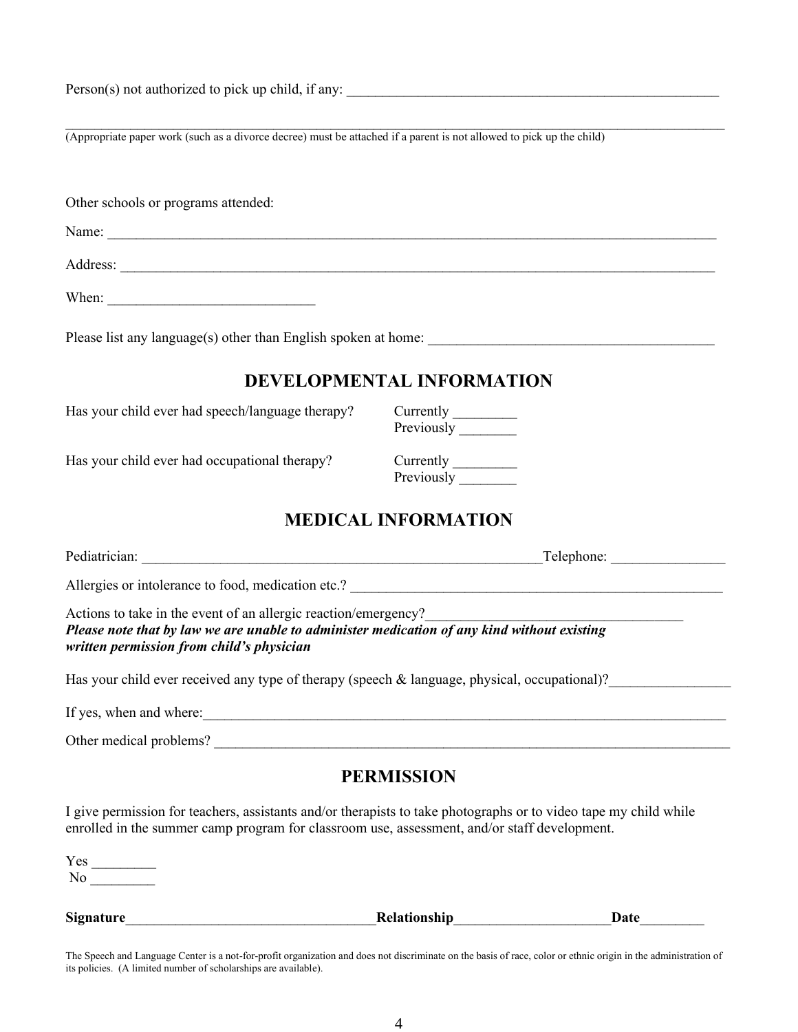Person(s) not authorized to pick up child, if any: ______________________________________________________

________________________________________________________________________________________________
(Appropriate paper work (such as a divorce decree) must be attached if a parent is not allowed to pick up the child)

Other schools or programs attended:

Name: ____________________________________________________________________________________

Address: __________________________________________________________________________________

When: ____________________________

Please list any language(s) other than English spoken at home: _______________________________________

## DEVELOPMENTAL INFORMATION

Has your child ever had speech/language therapy? Currently ________
Previously ________

Has your child ever had occupational therapy? Currently ________
Previously ________

## MEDICAL INFORMATION

Pediatrician: _____________________________________________________Telephone: _______________

Allergies or intolerance to food, medication etc.? ___________________________________________________

Actions to take in the event of an allergic reaction/emergency?___________________________________

***Please note that by law we are unable to administer medication of any kind without existing written permission from child's physician***

Has your child ever received any type of therapy (speech & language, physical, occupational)?________________

If yes, when and where:_______________________________________________________________________

Other medical problems? _______________________________________________________________________

## PERMISSION

I give permission for teachers, assistants and/or therapists to take photographs or to video tape my child while enrolled in the summer camp program for classroom use, assessment, and/or staff development.

Yes _________
No _________

**Signature**__________________________________**Relationship**_____________________**Date**_________

The Speech and Language Center is a not-for-profit organization and does not discriminate on the basis of race, color or ethnic origin in the administration of its policies. (A limited number of scholarships are available).